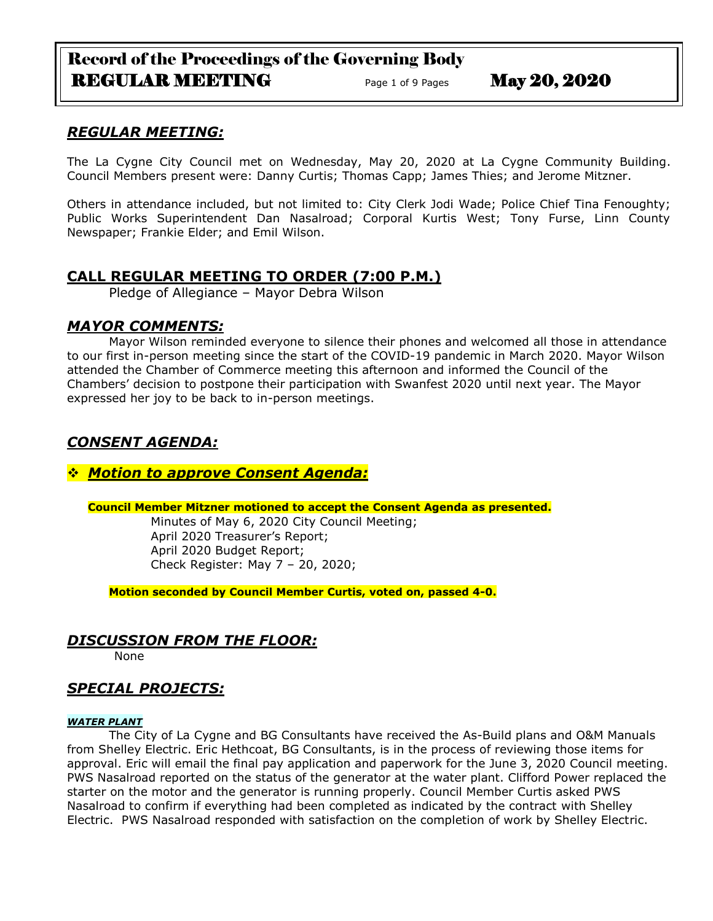## *REGULAR MEETING:*

The La Cygne City Council met on Wednesday, May 20, 2020 at La Cygne Community Building. Council Members present were: Danny Curtis; Thomas Capp; James Thies; and Jerome Mitzner.

Others in attendance included, but not limited to: City Clerk Jodi Wade; Police Chief Tina Fenoughty; Public Works Superintendent Dan Nasalroad; Corporal Kurtis West; Tony Furse, Linn County Newspaper; Frankie Elder; and Emil Wilson.

## **CALL REGULAR MEETING TO ORDER (7:00 P.M.)**

Pledge of Allegiance – Mayor Debra Wilson

## *MAYOR COMMENTS:*

Mayor Wilson reminded everyone to silence their phones and welcomed all those in attendance to our first in-person meeting since the start of the COVID-19 pandemic in March 2020. Mayor Wilson attended the Chamber of Commerce meeting this afternoon and informed the Council of the Chambers' decision to postpone their participation with Swanfest 2020 until next year. The Mayor expressed her joy to be back to in-person meetings.

## *CONSENT AGENDA:*

### ❖ *Motion to approve Consent Agenda:*

**Council Member Mitzner motioned to accept the Consent Agenda as presented.**

- Minutes of May 6, 2020 City Council Meeting;
- April 2020 Treasurer's Report;
- April 2020 Budget Report;
- Check Register: May 7 – 20, 2020;

**Motion seconded by Council Member Curtis, voted on, passed 4-0.**

## *DISCUSSION FROM THE FLOOR:*

None

## *SPECIAL PROJECTS:*

***WATER PLANT***

The City of La Cygne and BG Consultants have received the As-Build plans and O&M Manuals from Shelley Electric. Eric Hethcoat, BG Consultants, is in the process of reviewing those items for approval. Eric will email the final pay application and paperwork for the June 3, 2020 Council meeting. PWS Nasalroad reported on the status of the generator at the water plant. Clifford Power replaced the starter on the motor and the generator is running properly. Council Member Curtis asked PWS Nasalroad to confirm if everything had been completed as indicated by the contract with Shelley Electric. PWS Nasalroad responded with satisfaction on the completion of work by Shelley Electric.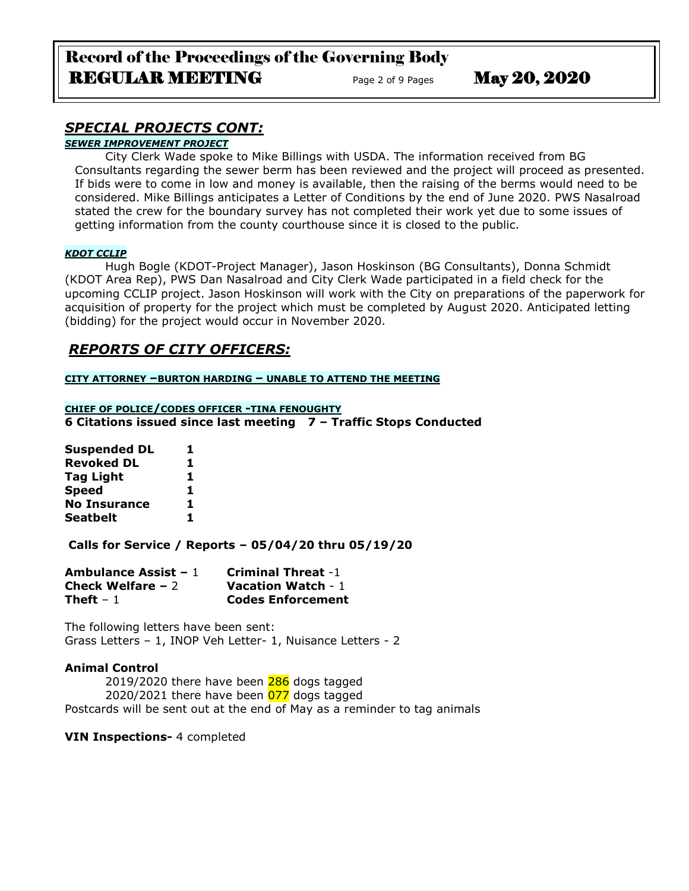## *SPECIAL PROJECTS CONT:*

***SEWER IMPROVEMENT PROJECT***

City Clerk Wade spoke to Mike Billings with USDA. The information received from BG Consultants regarding the sewer berm has been reviewed and the project will proceed as presented. If bids were to come in low and money is available, then the raising of the berms would need to be considered. Mike Billings anticipates a Letter of Conditions by the end of June 2020. PWS Nasalroad stated the crew for the boundary survey has not completed their work yet due to some issues of getting information from the county courthouse since it is closed to the public.

***KDOT CCLIP***

Hugh Bogle (KDOT-Project Manager), Jason Hoskinson (BG Consultants), Donna Schmidt (KDOT Area Rep), PWS Dan Nasalroad and City Clerk Wade participated in a field check for the upcoming CCLIP project. Jason Hoskinson will work with the City on preparations of the paperwork for acquisition of property for the project which must be completed by August 2020. Anticipated letting (bidding) for the project would occur in November 2020.

## *REPORTS OF CITY OFFICERS:*

**CITY ATTORNEY –BURTON HARDING – UNABLE TO ATTEND THE MEETING**

**CHIEF OF POLICE/CODES OFFICER -TINA FENOUGHTY**

**6 Citations issued since last meeting 7 – Traffic Stops Conducted**

| | |
|---|---|
| **Suspended DL** | **1** |
| **Revoked DL** | **1** |
| **Tag Light** | **1** |
| **Speed** | **1** |
| **No Insurance** | **1** |
| **Seatbelt** | **1** |

**Calls for Service / Reports – 05/04/20 thru 05/19/20**

| | |
|---|---|
| **Ambulance Assist –** 1 | **Criminal Threat** -1 |
| **Check Welfare –** 2 | **Vacation Watch** - 1 |
| **Theft** – 1 | **Codes Enforcement** |

The following letters have been sent:
Grass Letters – 1, INOP Veh Letter- 1, Nuisance Letters - 2

**Animal Control**

2019/2020 there have been 286 dogs tagged
2020/2021 there have been 077 dogs tagged
Postcards will be sent out at the end of May as a reminder to tag animals

**VIN Inspections-** 4 completed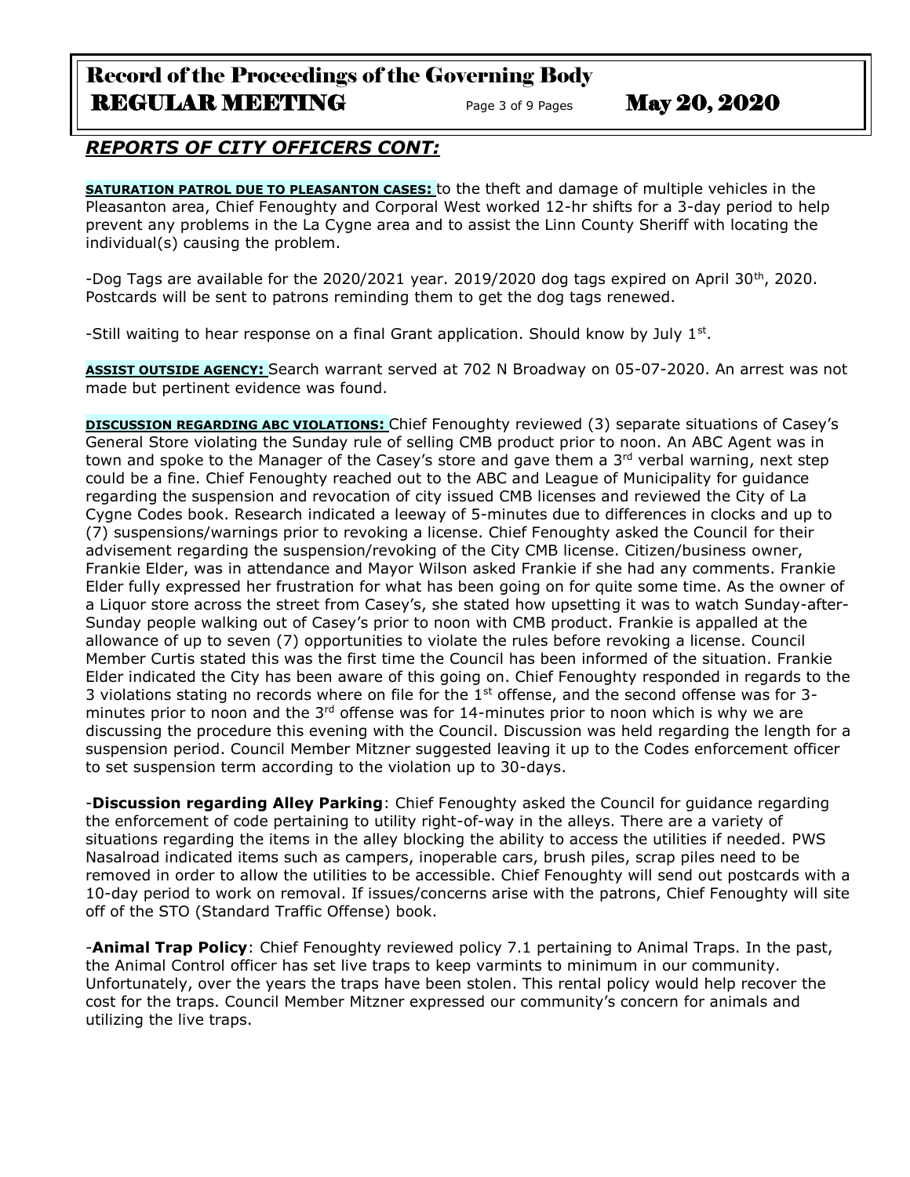## *REPORTS OF CITY OFFICERS CONT:*

**SATURATION PATROL DUE TO PLEASANTON CASES:** to the theft and damage of multiple vehicles in the Pleasanton area, Chief Fenoughty and Corporal West worked 12-hr shifts for a 3-day period to help prevent any problems in the La Cygne area and to assist the Linn County Sheriff with locating the individual(s) causing the problem.

-Dog Tags are available for the 2020/2021 year. 2019/2020 dog tags expired on April 30th, 2020. Postcards will be sent to patrons reminding them to get the dog tags renewed.

-Still waiting to hear response on a final Grant application. Should know by July 1st.

**ASSIST OUTSIDE AGENCY:** Search warrant served at 702 N Broadway on 05-07-2020. An arrest was not made but pertinent evidence was found.

**DISCUSSION REGARDING ABC VIOLATIONS:** Chief Fenoughty reviewed (3) separate situations of Casey's General Store violating the Sunday rule of selling CMB product prior to noon. An ABC Agent was in town and spoke to the Manager of the Casey's store and gave them a 3rd verbal warning, next step could be a fine. Chief Fenoughty reached out to the ABC and League of Municipality for guidance regarding the suspension and revocation of city issued CMB licenses and reviewed the City of La Cygne Codes book. Research indicated a leeway of 5-minutes due to differences in clocks and up to (7) suspensions/warnings prior to revoking a license. Chief Fenoughty asked the Council for their advisement regarding the suspension/revoking of the City CMB license. Citizen/business owner, Frankie Elder, was in attendance and Mayor Wilson asked Frankie if she had any comments. Frankie Elder fully expressed her frustration for what has been going on for quite some time. As the owner of a Liquor store across the street from Casey's, she stated how upsetting it was to watch Sunday-after-Sunday people walking out of Casey's prior to noon with CMB product. Frankie is appalled at the allowance of up to seven (7) opportunities to violate the rules before revoking a license. Council Member Curtis stated this was the first time the Council has been informed of the situation. Frankie Elder indicated the City has been aware of this going on. Chief Fenoughty responded in regards to the 3 violations stating no records where on file for the 1st offense, and the second offense was for 3-minutes prior to noon and the 3rd offense was for 14-minutes prior to noon which is why we are discussing the procedure this evening with the Council. Discussion was held regarding the length for a suspension period. Council Member Mitzner suggested leaving it up to the Codes enforcement officer to set suspension term according to the violation up to 30-days.

-**Discussion regarding Alley Parking**: Chief Fenoughty asked the Council for guidance regarding the enforcement of code pertaining to utility right-of-way in the alleys. There are a variety of situations regarding the items in the alley blocking the ability to access the utilities if needed. PWS Nasalroad indicated items such as campers, inoperable cars, brush piles, scrap piles need to be removed in order to allow the utilities to be accessible. Chief Fenoughty will send out postcards with a 10-day period to work on removal. If issues/concerns arise with the patrons, Chief Fenoughty will site off of the STO (Standard Traffic Offense) book.

-**Animal Trap Policy**: Chief Fenoughty reviewed policy 7.1 pertaining to Animal Traps. In the past, the Animal Control officer has set live traps to keep varmints to minimum in our community. Unfortunately, over the years the traps have been stolen. This rental policy would help recover the cost for the traps. Council Member Mitzner expressed our community's concern for animals and utilizing the live traps.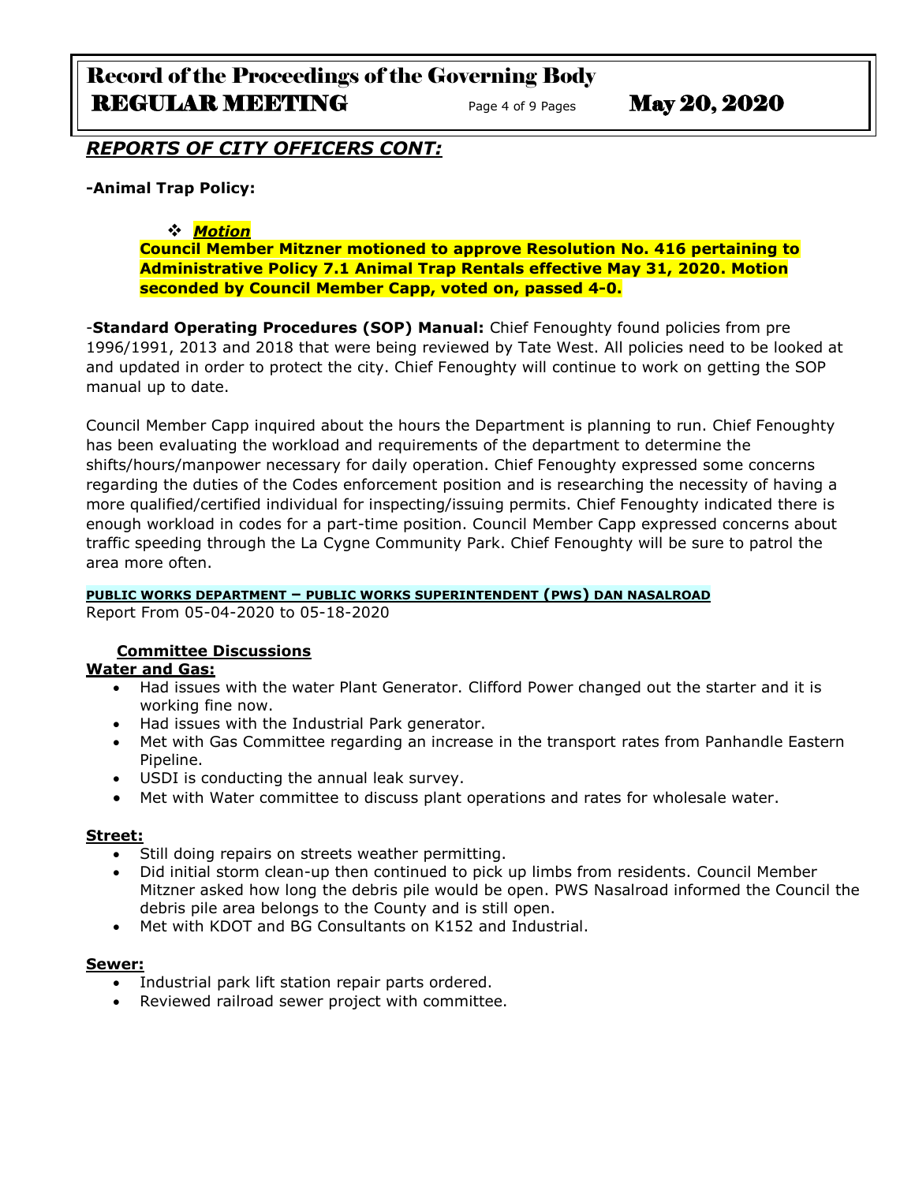## *REPORTS OF CITY OFFICERS CONT:*

**-Animal Trap Policy:**

- ***Motion***

  **Council Member Mitzner motioned to approve Resolution No. 416 pertaining to Administrative Policy 7.1 Animal Trap Rentals effective May 31, 2020. Motion seconded by Council Member Capp, voted on, passed 4-0.**

-**Standard Operating Procedures (SOP) Manual:** Chief Fenoughty found policies from pre 1996/1991, 2013 and 2018 that were being reviewed by Tate West. All policies need to be looked at and updated in order to protect the city. Chief Fenoughty will continue to work on getting the SOP manual up to date.

Council Member Capp inquired about the hours the Department is planning to run. Chief Fenoughty has been evaluating the workload and requirements of the department to determine the shifts/hours/manpower necessary for daily operation. Chief Fenoughty expressed some concerns regarding the duties of the Codes enforcement position and is researching the necessity of having a more qualified/certified individual for inspecting/issuing permits. Chief Fenoughty indicated there is enough workload in codes for a part-time position. Council Member Capp expressed concerns about traffic speeding through the La Cygne Community Park. Chief Fenoughty will be sure to patrol the area more often.

**PUBLIC WORKS DEPARTMENT – PUBLIC WORKS SUPERINTENDENT (PWS) DAN NASALROAD**

Report From 05-04-2020 to 05-18-2020

**Committee Discussions**

**Water and Gas:**

- Had issues with the water Plant Generator. Clifford Power changed out the starter and it is working fine now.
- Had issues with the Industrial Park generator.
- Met with Gas Committee regarding an increase in the transport rates from Panhandle Eastern Pipeline.
- USDI is conducting the annual leak survey.
- Met with Water committee to discuss plant operations and rates for wholesale water.

**Street:**

- Still doing repairs on streets weather permitting.
- Did initial storm clean-up then continued to pick up limbs from residents. Council Member Mitzner asked how long the debris pile would be open. PWS Nasalroad informed the Council the debris pile area belongs to the County and is still open.
- Met with KDOT and BG Consultants on K152 and Industrial.

**Sewer:**

- Industrial park lift station repair parts ordered.
- Reviewed railroad sewer project with committee.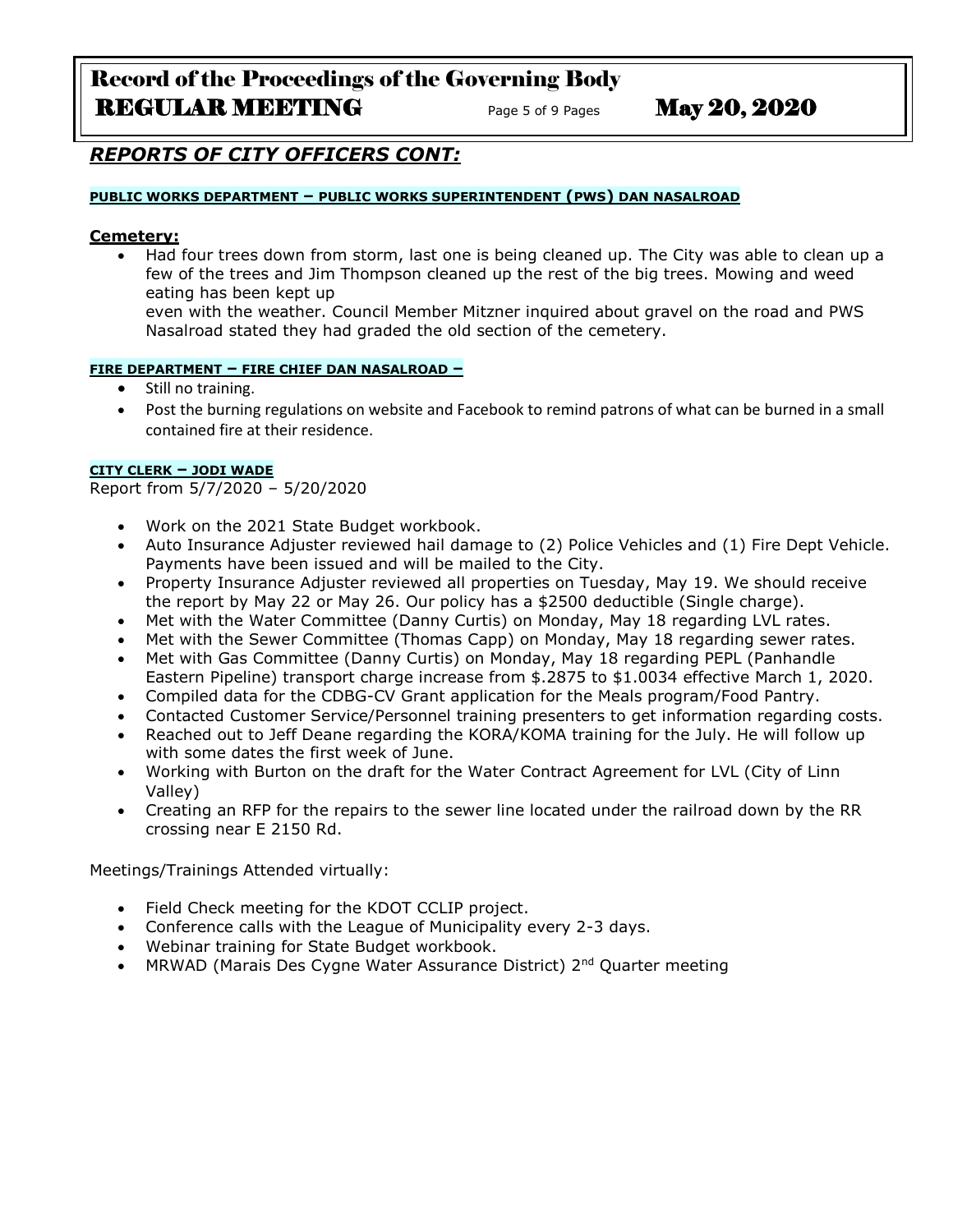## *REPORTS OF CITY OFFICERS CONT:*

**PUBLIC WORKS DEPARTMENT – PUBLIC WORKS SUPERINTENDENT (PWS) DAN NASALROAD**

**Cemetery:**

- Had four trees down from storm, last one is being cleaned up. The City was able to clean up a few of the trees and Jim Thompson cleaned up the rest of the big trees. Mowing and weed eating has been kept up
  even with the weather. Council Member Mitzner inquired about gravel on the road and PWS Nasalroad stated they had graded the old section of the cemetery.

**FIRE DEPARTMENT – FIRE CHIEF DAN NASALROAD –**

- Still no training.
- Post the burning regulations on website and Facebook to remind patrons of what can be burned in a small contained fire at their residence.

**CITY CLERK – JODI WADE**

Report from 5/7/2020 – 5/20/2020

- Work on the 2021 State Budget workbook.
- Auto Insurance Adjuster reviewed hail damage to (2) Police Vehicles and (1) Fire Dept Vehicle. Payments have been issued and will be mailed to the City.
- Property Insurance Adjuster reviewed all properties on Tuesday, May 19. We should receive the report by May 22 or May 26. Our policy has a $2500 deductible (Single charge).
- Met with the Water Committee (Danny Curtis) on Monday, May 18 regarding LVL rates.
- Met with the Sewer Committee (Thomas Capp) on Monday, May 18 regarding sewer rates.
- Met with Gas Committee (Danny Curtis) on Monday, May 18 regarding PEPL (Panhandle Eastern Pipeline) transport charge increase from $.2875 to $1.0034 effective March 1, 2020.
- Compiled data for the CDBG-CV Grant application for the Meals program/Food Pantry.
- Contacted Customer Service/Personnel training presenters to get information regarding costs.
- Reached out to Jeff Deane regarding the KORA/KOMA training for the July. He will follow up with some dates the first week of June.
- Working with Burton on the draft for the Water Contract Agreement for LVL (City of Linn Valley)
- Creating an RFP for the repairs to the sewer line located under the railroad down by the RR crossing near E 2150 Rd.

Meetings/Trainings Attended virtually:

- Field Check meeting for the KDOT CCLIP project.
- Conference calls with the League of Municipality every 2-3 days.
- Webinar training for State Budget workbook.
- MRWAD (Marais Des Cygne Water Assurance District) 2nd Quarter meeting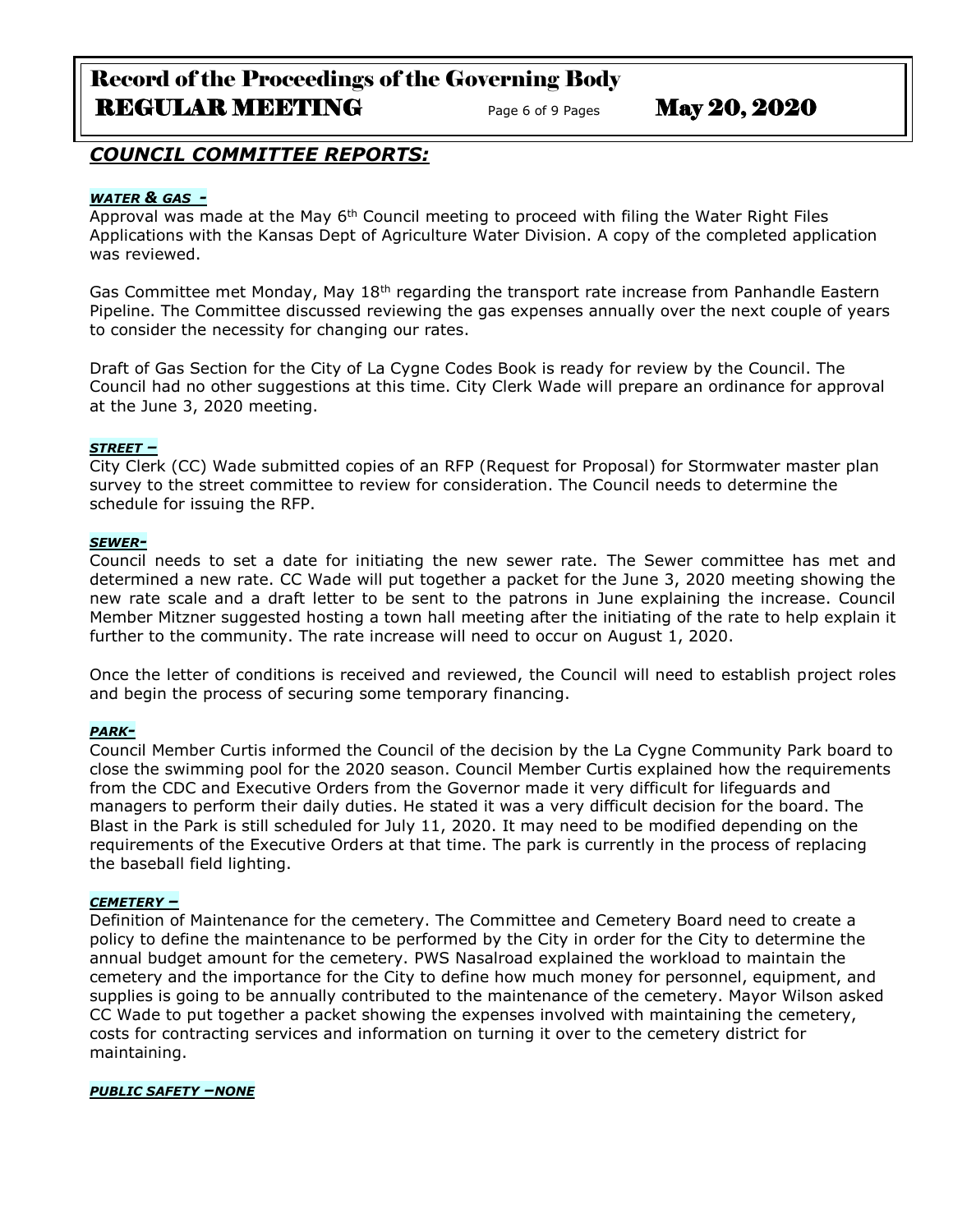## *COUNCIL COMMITTEE REPORTS:*

***WATER & GAS -***

Approval was made at the May 6th Council meeting to proceed with filing the Water Right Files Applications with the Kansas Dept of Agriculture Water Division. A copy of the completed application was reviewed.

Gas Committee met Monday, May 18th regarding the transport rate increase from Panhandle Eastern Pipeline. The Committee discussed reviewing the gas expenses annually over the next couple of years to consider the necessity for changing our rates.

Draft of Gas Section for the City of La Cygne Codes Book is ready for review by the Council. The Council had no other suggestions at this time. City Clerk Wade will prepare an ordinance for approval at the June 3, 2020 meeting.

***STREET –***

City Clerk (CC) Wade submitted copies of an RFP (Request for Proposal) for Stormwater master plan survey to the street committee to review for consideration. The Council needs to determine the schedule for issuing the RFP.

***SEWER-***

Council needs to set a date for initiating the new sewer rate. The Sewer committee has met and determined a new rate. CC Wade will put together a packet for the June 3, 2020 meeting showing the new rate scale and a draft letter to be sent to the patrons in June explaining the increase. Council Member Mitzner suggested hosting a town hall meeting after the initiating of the rate to help explain it further to the community. The rate increase will need to occur on August 1, 2020.

Once the letter of conditions is received and reviewed, the Council will need to establish project roles and begin the process of securing some temporary financing.

***PARK-***

Council Member Curtis informed the Council of the decision by the La Cygne Community Park board to close the swimming pool for the 2020 season. Council Member Curtis explained how the requirements from the CDC and Executive Orders from the Governor made it very difficult for lifeguards and managers to perform their daily duties. He stated it was a very difficult decision for the board. The Blast in the Park is still scheduled for July 11, 2020. It may need to be modified depending on the requirements of the Executive Orders at that time. The park is currently in the process of replacing the baseball field lighting.

***CEMETERY –***

Definition of Maintenance for the cemetery. The Committee and Cemetery Board need to create a policy to define the maintenance to be performed by the City in order for the City to determine the annual budget amount for the cemetery. PWS Nasalroad explained the workload to maintain the cemetery and the importance for the City to define how much money for personnel, equipment, and supplies is going to be annually contributed to the maintenance of the cemetery. Mayor Wilson asked CC Wade to put together a packet showing the expenses involved with maintaining the cemetery, costs for contracting services and information on turning it over to the cemetery district for maintaining.

***PUBLIC SAFETY –NONE***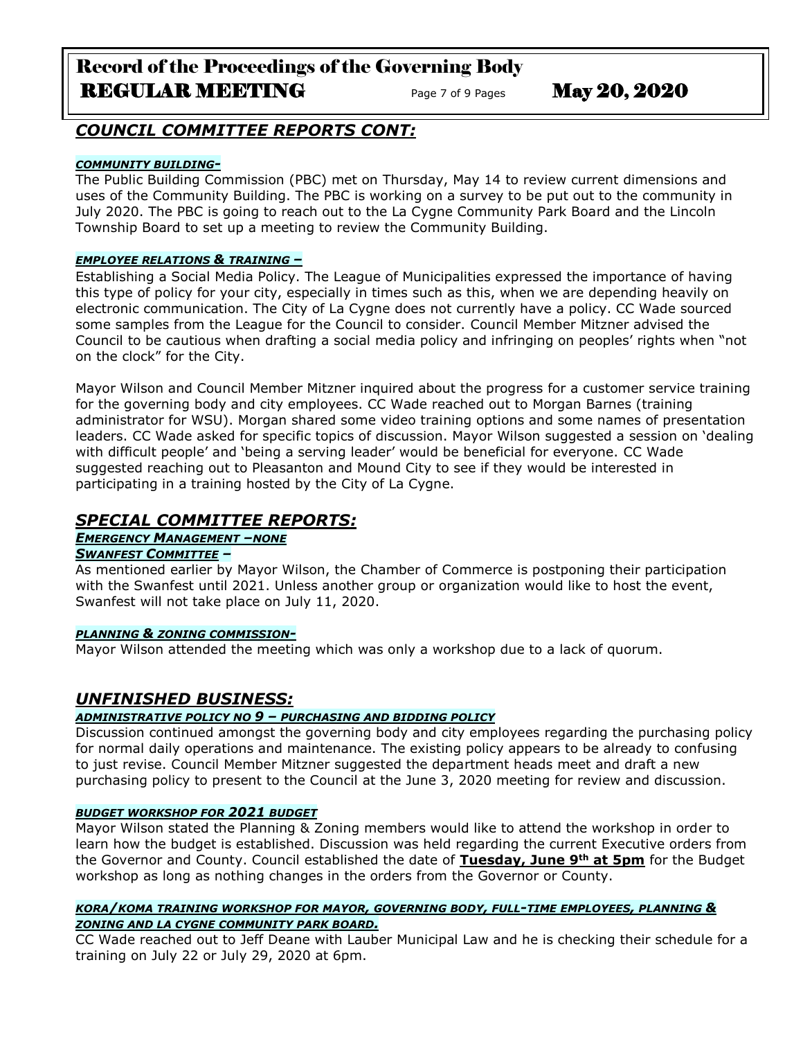## *COUNCIL COMMITTEE REPORTS CONT:*

***COMMUNITY BUILDING-***

The Public Building Commission (PBC) met on Thursday, May 14 to review current dimensions and uses of the Community Building. The PBC is working on a survey to be put out to the community in July 2020. The PBC is going to reach out to the La Cygne Community Park Board and the Lincoln Township Board to set up a meeting to review the Community Building.

***EMPLOYEE RELATIONS & TRAINING –***

Establishing a Social Media Policy. The League of Municipalities expressed the importance of having this type of policy for your city, especially in times such as this, when we are depending heavily on electronic communication. The City of La Cygne does not currently have a policy. CC Wade sourced some samples from the League for the Council to consider. Council Member Mitzner advised the Council to be cautious when drafting a social media policy and infringing on peoples' rights when "not on the clock" for the City.

Mayor Wilson and Council Member Mitzner inquired about the progress for a customer service training for the governing body and city employees. CC Wade reached out to Morgan Barnes (training administrator for WSU). Morgan shared some video training options and some names of presentation leaders. CC Wade asked for specific topics of discussion. Mayor Wilson suggested a session on 'dealing with difficult people' and 'being a serving leader' would be beneficial for everyone. CC Wade suggested reaching out to Pleasanton and Mound City to see if they would be interested in participating in a training hosted by the City of La Cygne.

## *SPECIAL COMMITTEE REPORTS:*

***EMERGENCY MANAGEMENT –NONE***

***SWANFEST COMMITTEE –***

As mentioned earlier by Mayor Wilson, the Chamber of Commerce is postponing their participation with the Swanfest until 2021. Unless another group or organization would like to host the event, Swanfest will not take place on July 11, 2020.

***PLANNING & ZONING COMMISSION-***

Mayor Wilson attended the meeting which was only a workshop due to a lack of quorum.

## *UNFINISHED BUSINESS:*

***ADMINISTRATIVE POLICY NO 9 – PURCHASING AND BIDDING POLICY***

Discussion continued amongst the governing body and city employees regarding the purchasing policy for normal daily operations and maintenance. The existing policy appears to be already to confusing to just revise. Council Member Mitzner suggested the department heads meet and draft a new purchasing policy to present to the Council at the June 3, 2020 meeting for review and discussion.

***BUDGET WORKSHOP FOR 2021 BUDGET***

Mayor Wilson stated the Planning & Zoning members would like to attend the workshop in order to learn how the budget is established. Discussion was held regarding the current Executive orders from the Governor and County. Council established the date of **Tuesday, June 9th at 5pm** for the Budget workshop as long as nothing changes in the orders from the Governor or County.

***KORA/KOMA TRAINING WORKSHOP FOR MAYOR, GOVERNING BODY, FULL-TIME EMPLOYEES, PLANNING & ZONING AND LA CYGNE COMMUNITY PARK BOARD.***

CC Wade reached out to Jeff Deane with Lauber Municipal Law and he is checking their schedule for a training on July 22 or July 29, 2020 at 6pm.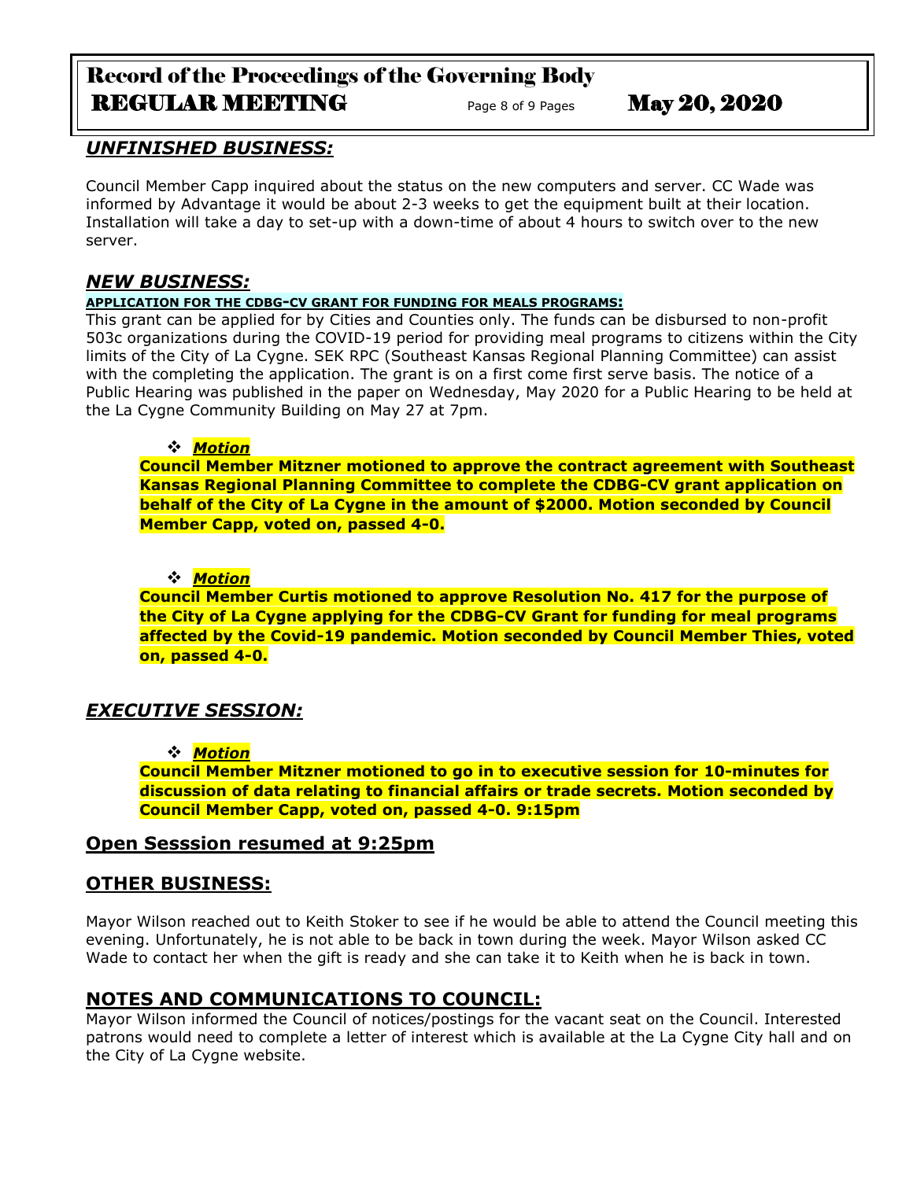## *UNFINISHED BUSINESS:*

Council Member Capp inquired about the status on the new computers and server. CC Wade was informed by Advantage it would be about 2-3 weeks to get the equipment built at their location. Installation will take a day to set-up with a down-time of about 4 hours to switch over to the new server.

## *NEW BUSINESS:*

**APPLICATION FOR THE CDBG-CV GRANT FOR FUNDING FOR MEALS PROGRAMS:**

This grant can be applied for by Cities and Counties only. The funds can be disbursed to non-profit 503c organizations during the COVID-19 period for providing meal programs to citizens within the City limits of the City of La Cygne. SEK RPC (Southeast Kansas Regional Planning Committee) can assist with the completing the application. The grant is on a first come first serve basis. The notice of a Public Hearing was published in the paper on Wednesday, May 2020 for a Public Hearing to be held at the La Cygne Community Building on May 27 at 7pm.

- ***Motion***

**Council Member Mitzner motioned to approve the contract agreement with Southeast Kansas Regional Planning Committee to complete the CDBG-CV grant application on behalf of the City of La Cygne in the amount of $2000. Motion seconded by Council Member Capp, voted on, passed 4-0.**

- ***Motion***

**Council Member Curtis motioned to approve Resolution No. 417 for the purpose of the City of La Cygne applying for the CDBG-CV Grant for funding for meal programs affected by the Covid-19 pandemic. Motion seconded by Council Member Thies, voted on, passed 4-0.**

## *EXECUTIVE SESSION:*

- ***Motion***

**Council Member Mitzner motioned to go in to executive session for 10-minutes for discussion of data relating to financial affairs or trade secrets. Motion seconded by Council Member Capp, voted on, passed 4-0. 9:15pm**

## Open Sesssion resumed at 9:25pm

## OTHER BUSINESS:

Mayor Wilson reached out to Keith Stoker to see if he would be able to attend the Council meeting this evening. Unfortunately, he is not able to be back in town during the week. Mayor Wilson asked CC Wade to contact her when the gift is ready and she can take it to Keith when he is back in town.

## NOTES AND COMMUNICATIONS TO COUNCIL:

Mayor Wilson informed the Council of notices/postings for the vacant seat on the Council. Interested patrons would need to complete a letter of interest which is available at the La Cygne City hall and on the City of La Cygne website.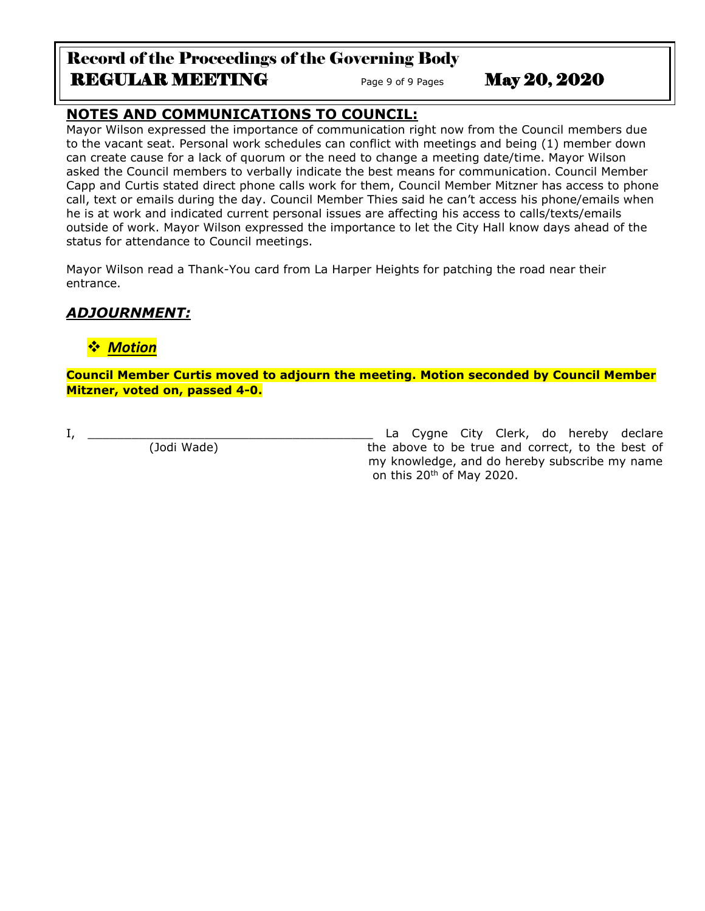## NOTES AND COMMUNICATIONS TO COUNCIL:

Mayor Wilson expressed the importance of communication right now from the Council members due to the vacant seat. Personal work schedules can conflict with meetings and being (1) member down can create cause for a lack of quorum or the need to change a meeting date/time. Mayor Wilson asked the Council members to verbally indicate the best means for communication. Council Member Capp and Curtis stated direct phone calls work for them, Council Member Mitzner has access to phone call, text or emails during the day. Council Member Thies said he can't access his phone/emails when he is at work and indicated current personal issues are affecting his access to calls/texts/emails outside of work. Mayor Wilson expressed the importance to let the City Hall know days ahead of the status for attendance to Council meetings.

Mayor Wilson read a Thank-You card from La Harper Heights for patching the road near their entrance.

## *ADJOURNMENT:*

❖ ***Motion***

**Council Member Curtis moved to adjourn the meeting. Motion seconded by Council Member Mitzner, voted on, passed 4-0.**

I, ________________________________________ La Cygne City Clerk, do hereby declare the above to be true and correct, to the best of my knowledge, and do hereby subscribe my name on this 20th of May 2020.

(Jodi Wade)